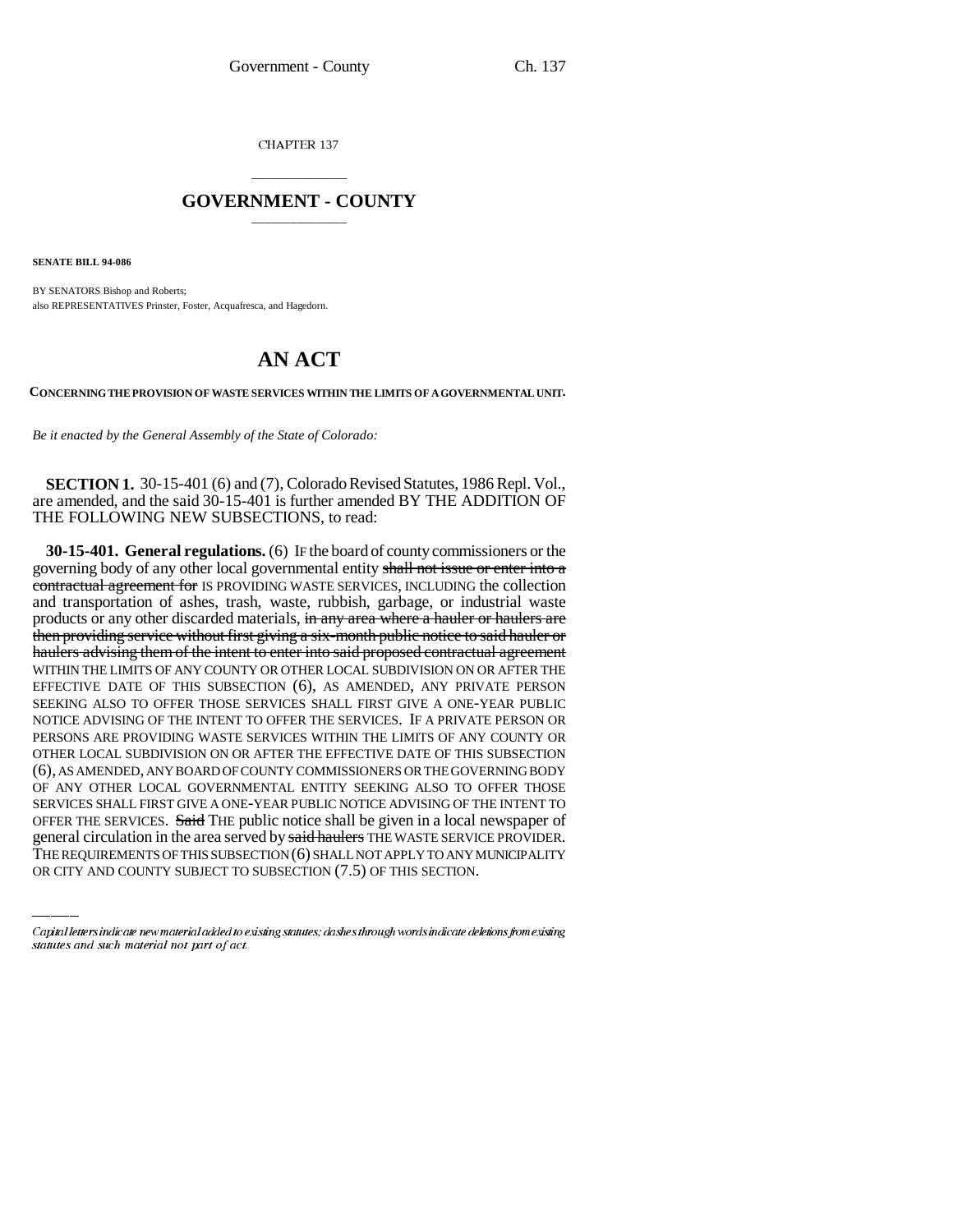CHAPTER 137

# GOVERNMENT - COUNTY

**SENATE BILL 94-086**

BY SENATORS Bishop and Roberts;
also REPRESENTATIVES Prinster, Foster, Acquafresca, and Hagedorn.

# AN ACT

**CONCERNING THE PROVISION OF WASTE SERVICES WITHIN THE LIMITS OF A GOVERNMENTAL UNIT.**

*Be it enacted by the General Assembly of the State of Colorado:*

**SECTION 1.** 30-15-401 (6) and (7), Colorado Revised Statutes, 1986 Repl. Vol., are amended, and the said 30-15-401 is further amended BY THE ADDITION OF THE FOLLOWING NEW SUBSECTIONS, to read:

**30-15-401. General regulations.** (6) IF the board of county commissioners or the governing body of any other local governmental entity ~~shall not issue or enter into a contractual agreement for~~ IS PROVIDING WASTE SERVICES, INCLUDING the collection and transportation of ashes, trash, waste, rubbish, garbage, or industrial waste products or any other discarded materials, ~~in any area where a hauler or haulers are then providing service without first giving a six-month public notice to said hauler or haulers advising them of the intent to enter into said proposed contractual agreement~~ WITHIN THE LIMITS OF ANY COUNTY OR OTHER LOCAL SUBDIVISION ON OR AFTER THE EFFECTIVE DATE OF THIS SUBSECTION (6), AS AMENDED, ANY PRIVATE PERSON SEEKING ALSO TO OFFER THOSE SERVICES SHALL FIRST GIVE A ONE-YEAR PUBLIC NOTICE ADVISING OF THE INTENT TO OFFER THE SERVICES. IF A PRIVATE PERSON OR PERSONS ARE PROVIDING WASTE SERVICES WITHIN THE LIMITS OF ANY COUNTY OR OTHER LOCAL SUBDIVISION ON OR AFTER THE EFFECTIVE DATE OF THIS SUBSECTION (6), AS AMENDED, ANY BOARD OF COUNTY COMMISSIONERS OR THE GOVERNING BODY OF ANY OTHER LOCAL GOVERNMENTAL ENTITY SEEKING ALSO TO OFFER THOSE SERVICES SHALL FIRST GIVE A ONE-YEAR PUBLIC NOTICE ADVISING OF THE INTENT TO OFFER THE SERVICES. ~~Said~~ THE public notice shall be given in a local newspaper of general circulation in the area served by ~~said haulers~~ THE WASTE SERVICE PROVIDER. THE REQUIREMENTS OF THIS SUBSECTION (6) SHALL NOT APPLY TO ANY MUNICIPALITY OR CITY AND COUNTY SUBJECT TO SUBSECTION (7.5) OF THIS SECTION.

Capital letters indicate new material added to existing statutes; dashes through words indicate deletions from existing statutes and such material not part of act.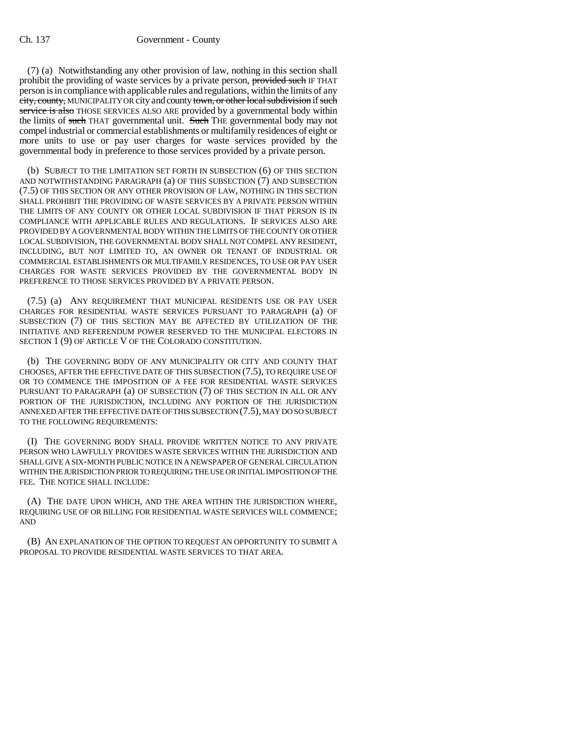(7) (a) Notwithstanding any other provision of law, nothing in this section shall prohibit the providing of waste services by a private person, ~~provided such~~ IF THAT person is in compliance with applicable rules and regulations, within the limits of any ~~city, county,~~ MUNICIPALITY OR city and county ~~town, or other local subdivision~~ if ~~such service is also~~ THOSE SERVICES ALSO ARE provided by a governmental body within the limits of ~~such~~ THAT governmental unit. ~~Such~~ THE governmental body may not compel industrial or commercial establishments or multifamily residences of eight or more units to use or pay user charges for waste services provided by the governmental body in preference to those services provided by a private person.

(b) SUBJECT TO THE LIMITATION SET FORTH IN SUBSECTION (6) OF THIS SECTION AND NOTWITHSTANDING PARAGRAPH (a) OF THIS SUBSECTION (7) AND SUBSECTION (7.5) OF THIS SECTION OR ANY OTHER PROVISION OF LAW, NOTHING IN THIS SECTION SHALL PROHIBIT THE PROVIDING OF WASTE SERVICES BY A PRIVATE PERSON WITHIN THE LIMITS OF ANY COUNTY OR OTHER LOCAL SUBDIVISION IF THAT PERSON IS IN COMPLIANCE WITH APPLICABLE RULES AND REGULATIONS. IF SERVICES ALSO ARE PROVIDED BY A GOVERNMENTAL BODY WITHIN THE LIMITS OF THE COUNTY OR OTHER LOCAL SUBDIVISION, THE GOVERNMENTAL BODY SHALL NOT COMPEL ANY RESIDENT, INCLUDING, BUT NOT LIMITED TO, AN OWNER OR TENANT OF INDUSTRIAL OR COMMERCIAL ESTABLISHMENTS OR MULTIFAMILY RESIDENCES, TO USE OR PAY USER CHARGES FOR WASTE SERVICES PROVIDED BY THE GOVERNMENTAL BODY IN PREFERENCE TO THOSE SERVICES PROVIDED BY A PRIVATE PERSON.

(7.5) (a) ANY REQUIREMENT THAT MUNICIPAL RESIDENTS USE OR PAY USER CHARGES FOR RESIDENTIAL WASTE SERVICES PURSUANT TO PARAGRAPH (a) OF SUBSECTION (7) OF THIS SECTION MAY BE AFFECTED BY UTILIZATION OF THE INITIATIVE AND REFERENDUM POWER RESERVED TO THE MUNICIPAL ELECTORS IN SECTION 1 (9) OF ARTICLE V OF THE COLORADO CONSTITUTION.

(b) THE GOVERNING BODY OF ANY MUNICIPALITY OR CITY AND COUNTY THAT CHOOSES, AFTER THE EFFECTIVE DATE OF THIS SUBSECTION (7.5), TO REQUIRE USE OF OR TO COMMENCE THE IMPOSITION OF A FEE FOR RESIDENTIAL WASTE SERVICES PURSUANT TO PARAGRAPH (a) OF SUBSECTION (7) OF THIS SECTION IN ALL OR ANY PORTION OF THE JURISDICTION, INCLUDING ANY PORTION OF THE JURISDICTION ANNEXED AFTER THE EFFECTIVE DATE OF THIS SUBSECTION (7.5), MAY DO SO SUBJECT TO THE FOLLOWING REQUIREMENTS:

(I) THE GOVERNING BODY SHALL PROVIDE WRITTEN NOTICE TO ANY PRIVATE PERSON WHO LAWFULLY PROVIDES WASTE SERVICES WITHIN THE JURISDICTION AND SHALL GIVE A SIX-MONTH PUBLIC NOTICE IN A NEWSPAPER OF GENERAL CIRCULATION WITHIN THE JURISDICTION PRIOR TO REQUIRING THE USE OR INITIAL IMPOSITION OF THE FEE. THE NOTICE SHALL INCLUDE:

(A) THE DATE UPON WHICH, AND THE AREA WITHIN THE JURISDICTION WHERE, REQUIRING USE OF OR BILLING FOR RESIDENTIAL WASTE SERVICES WILL COMMENCE; AND

(B) AN EXPLANATION OF THE OPTION TO REQUEST AN OPPORTUNITY TO SUBMIT A PROPOSAL TO PROVIDE RESIDENTIAL WASTE SERVICES TO THAT AREA.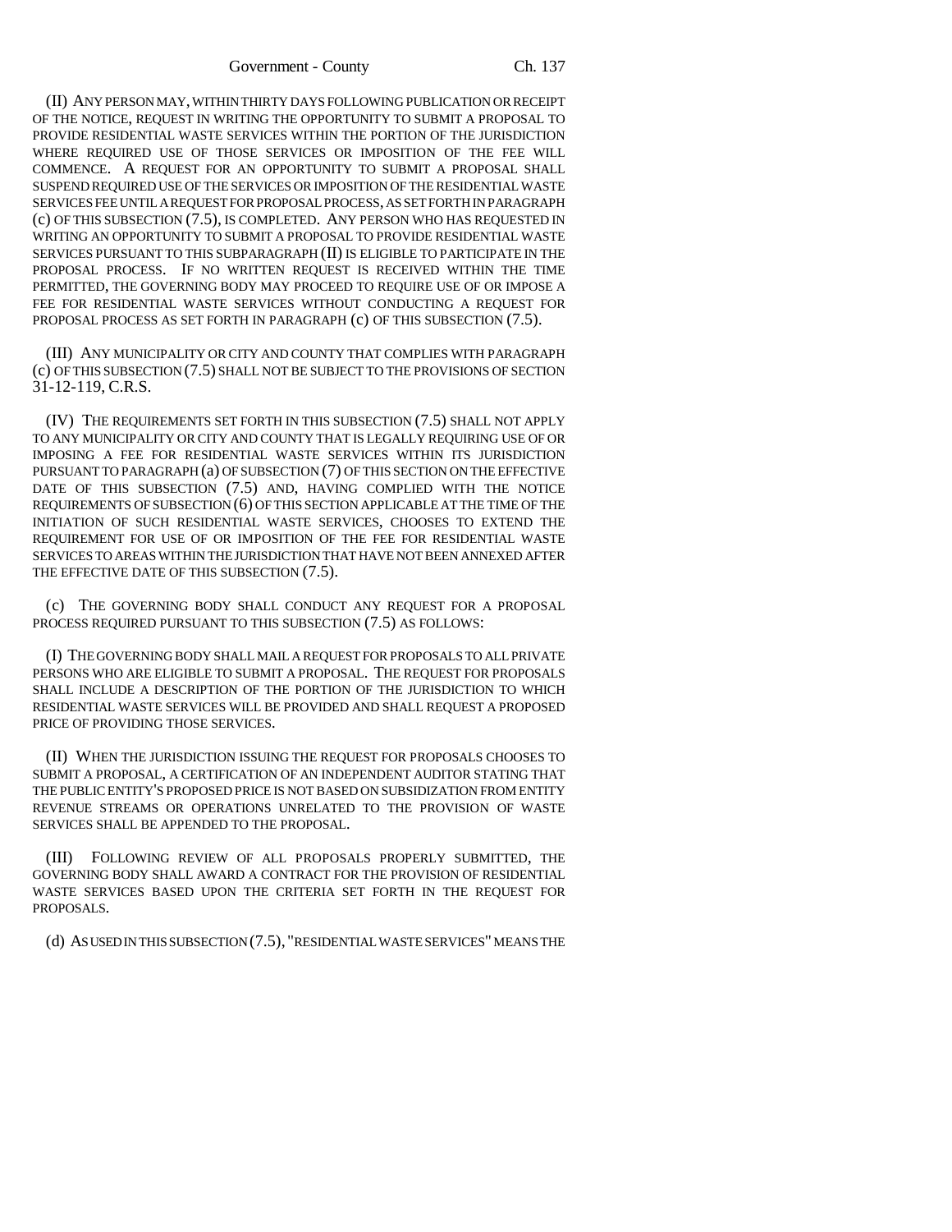(II) ANY PERSON MAY, WITHIN THIRTY DAYS FOLLOWING PUBLICATION OR RECEIPT OF THE NOTICE, REQUEST IN WRITING THE OPPORTUNITY TO SUBMIT A PROPOSAL TO PROVIDE RESIDENTIAL WASTE SERVICES WITHIN THE PORTION OF THE JURISDICTION WHERE REQUIRED USE OF THOSE SERVICES OR IMPOSITION OF THE FEE WILL COMMENCE. A REQUEST FOR AN OPPORTUNITY TO SUBMIT A PROPOSAL SHALL SUSPEND REQUIRED USE OF THE SERVICES OR IMPOSITION OF THE RESIDENTIAL WASTE SERVICES FEE UNTIL A REQUEST FOR PROPOSAL PROCESS, AS SET FORTH IN PARAGRAPH (c) OF THIS SUBSECTION (7.5), IS COMPLETED. ANY PERSON WHO HAS REQUESTED IN WRITING AN OPPORTUNITY TO SUBMIT A PROPOSAL TO PROVIDE RESIDENTIAL WASTE SERVICES PURSUANT TO THIS SUBPARAGRAPH (II) IS ELIGIBLE TO PARTICIPATE IN THE PROPOSAL PROCESS. IF NO WRITTEN REQUEST IS RECEIVED WITHIN THE TIME PERMITTED, THE GOVERNING BODY MAY PROCEED TO REQUIRE USE OF OR IMPOSE A FEE FOR RESIDENTIAL WASTE SERVICES WITHOUT CONDUCTING A REQUEST FOR PROPOSAL PROCESS AS SET FORTH IN PARAGRAPH (c) OF THIS SUBSECTION (7.5).

(III) ANY MUNICIPALITY OR CITY AND COUNTY THAT COMPLIES WITH PARAGRAPH (c) OF THIS SUBSECTION (7.5) SHALL NOT BE SUBJECT TO THE PROVISIONS OF SECTION 31-12-119, C.R.S.

(IV) THE REQUIREMENTS SET FORTH IN THIS SUBSECTION (7.5) SHALL NOT APPLY TO ANY MUNICIPALITY OR CITY AND COUNTY THAT IS LEGALLY REQUIRING USE OF OR IMPOSING A FEE FOR RESIDENTIAL WASTE SERVICES WITHIN ITS JURISDICTION PURSUANT TO PARAGRAPH (a) OF SUBSECTION (7) OF THIS SECTION ON THE EFFECTIVE DATE OF THIS SUBSECTION (7.5) AND, HAVING COMPLIED WITH THE NOTICE REQUIREMENTS OF SUBSECTION (6) OF THIS SECTION APPLICABLE AT THE TIME OF THE INITIATION OF SUCH RESIDENTIAL WASTE SERVICES, CHOOSES TO EXTEND THE REQUIREMENT FOR USE OF OR IMPOSITION OF THE FEE FOR RESIDENTIAL WASTE SERVICES TO AREAS WITHIN THE JURISDICTION THAT HAVE NOT BEEN ANNEXED AFTER THE EFFECTIVE DATE OF THIS SUBSECTION (7.5).

(c) THE GOVERNING BODY SHALL CONDUCT ANY REQUEST FOR A PROPOSAL PROCESS REQUIRED PURSUANT TO THIS SUBSECTION (7.5) AS FOLLOWS:

(I) THE GOVERNING BODY SHALL MAIL A REQUEST FOR PROPOSALS TO ALL PRIVATE PERSONS WHO ARE ELIGIBLE TO SUBMIT A PROPOSAL. THE REQUEST FOR PROPOSALS SHALL INCLUDE A DESCRIPTION OF THE PORTION OF THE JURISDICTION TO WHICH RESIDENTIAL WASTE SERVICES WILL BE PROVIDED AND SHALL REQUEST A PROPOSED PRICE OF PROVIDING THOSE SERVICES.

(II) WHEN THE JURISDICTION ISSUING THE REQUEST FOR PROPOSALS CHOOSES TO SUBMIT A PROPOSAL, A CERTIFICATION OF AN INDEPENDENT AUDITOR STATING THAT THE PUBLIC ENTITY'S PROPOSED PRICE IS NOT BASED ON SUBSIDIZATION FROM ENTITY REVENUE STREAMS OR OPERATIONS UNRELATED TO THE PROVISION OF WASTE SERVICES SHALL BE APPENDED TO THE PROPOSAL.

(III) FOLLOWING REVIEW OF ALL PROPOSALS PROPERLY SUBMITTED, THE GOVERNING BODY SHALL AWARD A CONTRACT FOR THE PROVISION OF RESIDENTIAL WASTE SERVICES BASED UPON THE CRITERIA SET FORTH IN THE REQUEST FOR PROPOSALS.

(d) AS USED IN THIS SUBSECTION (7.5), "RESIDENTIAL WASTE SERVICES" MEANS THE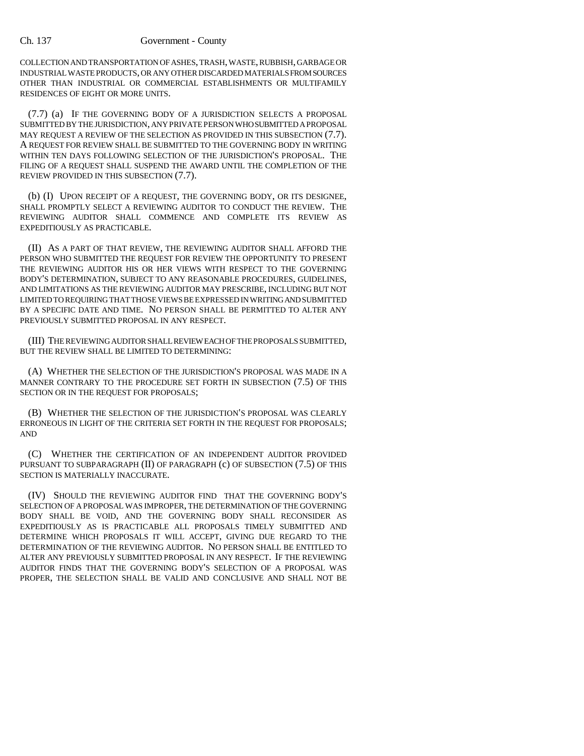COLLECTION AND TRANSPORTATION OF ASHES, TRASH, WASTE, RUBBISH, GARBAGE OR INDUSTRIAL WASTE PRODUCTS, OR ANY OTHER DISCARDED MATERIALS FROM SOURCES OTHER THAN INDUSTRIAL OR COMMERCIAL ESTABLISHMENTS OR MULTIFAMILY RESIDENCES OF EIGHT OR MORE UNITS.

(7.7) (a) IF THE GOVERNING BODY OF A JURISDICTION SELECTS A PROPOSAL SUBMITTED BY THE JURISDICTION, ANY PRIVATE PERSON WHO SUBMITTED A PROPOSAL MAY REQUEST A REVIEW OF THE SELECTION AS PROVIDED IN THIS SUBSECTION (7.7). A REQUEST FOR REVIEW SHALL BE SUBMITTED TO THE GOVERNING BODY IN WRITING WITHIN TEN DAYS FOLLOWING SELECTION OF THE JURISDICTION'S PROPOSAL. THE FILING OF A REQUEST SHALL SUSPEND THE AWARD UNTIL THE COMPLETION OF THE REVIEW PROVIDED IN THIS SUBSECTION (7.7).

(b) (I) UPON RECEIPT OF A REQUEST, THE GOVERNING BODY, OR ITS DESIGNEE, SHALL PROMPTLY SELECT A REVIEWING AUDITOR TO CONDUCT THE REVIEW. THE REVIEWING AUDITOR SHALL COMMENCE AND COMPLETE ITS REVIEW AS EXPEDITIOUSLY AS PRACTICABLE.

(II) AS A PART OF THAT REVIEW, THE REVIEWING AUDITOR SHALL AFFORD THE PERSON WHO SUBMITTED THE REQUEST FOR REVIEW THE OPPORTUNITY TO PRESENT THE REVIEWING AUDITOR HIS OR HER VIEWS WITH RESPECT TO THE GOVERNING BODY'S DETERMINATION, SUBJECT TO ANY REASONABLE PROCEDURES, GUIDELINES, AND LIMITATIONS AS THE REVIEWING AUDITOR MAY PRESCRIBE, INCLUDING BUT NOT LIMITED TO REQUIRING THAT THOSE VIEWS BE EXPRESSED IN WRITING AND SUBMITTED BY A SPECIFIC DATE AND TIME. NO PERSON SHALL BE PERMITTED TO ALTER ANY PREVIOUSLY SUBMITTED PROPOSAL IN ANY RESPECT.

(III) THE REVIEWING AUDITOR SHALL REVIEW EACH OF THE PROPOSALS SUBMITTED, BUT THE REVIEW SHALL BE LIMITED TO DETERMINING:

(A) WHETHER THE SELECTION OF THE JURISDICTION'S PROPOSAL WAS MADE IN A MANNER CONTRARY TO THE PROCEDURE SET FORTH IN SUBSECTION (7.5) OF THIS SECTION OR IN THE REQUEST FOR PROPOSALS;

(B) WHETHER THE SELECTION OF THE JURISDICTION'S PROPOSAL WAS CLEARLY ERRONEOUS IN LIGHT OF THE CRITERIA SET FORTH IN THE REQUEST FOR PROPOSALS; AND

(C) WHETHER THE CERTIFICATION OF AN INDEPENDENT AUDITOR PROVIDED PURSUANT TO SUBPARAGRAPH (II) OF PARAGRAPH (c) OF SUBSECTION (7.5) OF THIS SECTION IS MATERIALLY INACCURATE.

(IV) SHOULD THE REVIEWING AUDITOR FIND THAT THE GOVERNING BODY'S SELECTION OF A PROPOSAL WAS IMPROPER, THE DETERMINATION OF THE GOVERNING BODY SHALL BE VOID, AND THE GOVERNING BODY SHALL RECONSIDER AS EXPEDITIOUSLY AS IS PRACTICABLE ALL PROPOSALS TIMELY SUBMITTED AND DETERMINE WHICH PROPOSALS IT WILL ACCEPT, GIVING DUE REGARD TO THE DETERMINATION OF THE REVIEWING AUDITOR. NO PERSON SHALL BE ENTITLED TO ALTER ANY PREVIOUSLY SUBMITTED PROPOSAL IN ANY RESPECT. IF THE REVIEWING AUDITOR FINDS THAT THE GOVERNING BODY'S SELECTION OF A PROPOSAL WAS PROPER, THE SELECTION SHALL BE VALID AND CONCLUSIVE AND SHALL NOT BE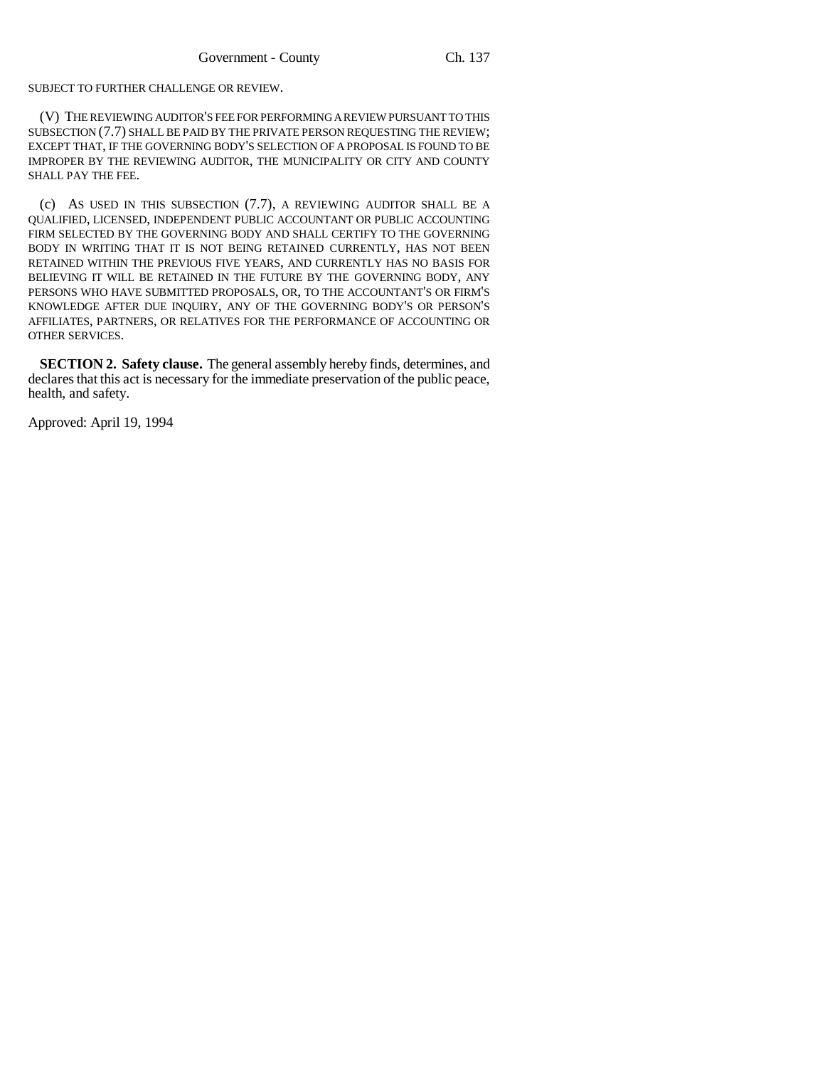SUBJECT TO FURTHER CHALLENGE OR REVIEW.

(V) THE REVIEWING AUDITOR'S FEE FOR PERFORMING A REVIEW PURSUANT TO THIS SUBSECTION (7.7) SHALL BE PAID BY THE PRIVATE PERSON REQUESTING THE REVIEW; EXCEPT THAT, IF THE GOVERNING BODY'S SELECTION OF A PROPOSAL IS FOUND TO BE IMPROPER BY THE REVIEWING AUDITOR, THE MUNICIPALITY OR CITY AND COUNTY SHALL PAY THE FEE.

(c) AS USED IN THIS SUBSECTION (7.7), A REVIEWING AUDITOR SHALL BE A QUALIFIED, LICENSED, INDEPENDENT PUBLIC ACCOUNTANT OR PUBLIC ACCOUNTING FIRM SELECTED BY THE GOVERNING BODY AND SHALL CERTIFY TO THE GOVERNING BODY IN WRITING THAT IT IS NOT BEING RETAINED CURRENTLY, HAS NOT BEEN RETAINED WITHIN THE PREVIOUS FIVE YEARS, AND CURRENTLY HAS NO BASIS FOR BELIEVING IT WILL BE RETAINED IN THE FUTURE BY THE GOVERNING BODY, ANY PERSONS WHO HAVE SUBMITTED PROPOSALS, OR, TO THE ACCOUNTANT'S OR FIRM'S KNOWLEDGE AFTER DUE INQUIRY, ANY OF THE GOVERNING BODY'S OR PERSON'S AFFILIATES, PARTNERS, OR RELATIVES FOR THE PERFORMANCE OF ACCOUNTING OR OTHER SERVICES.

**SECTION 2. Safety clause.** The general assembly hereby finds, determines, and declares that this act is necessary for the immediate preservation of the public peace, health, and safety.

Approved: April 19, 1994